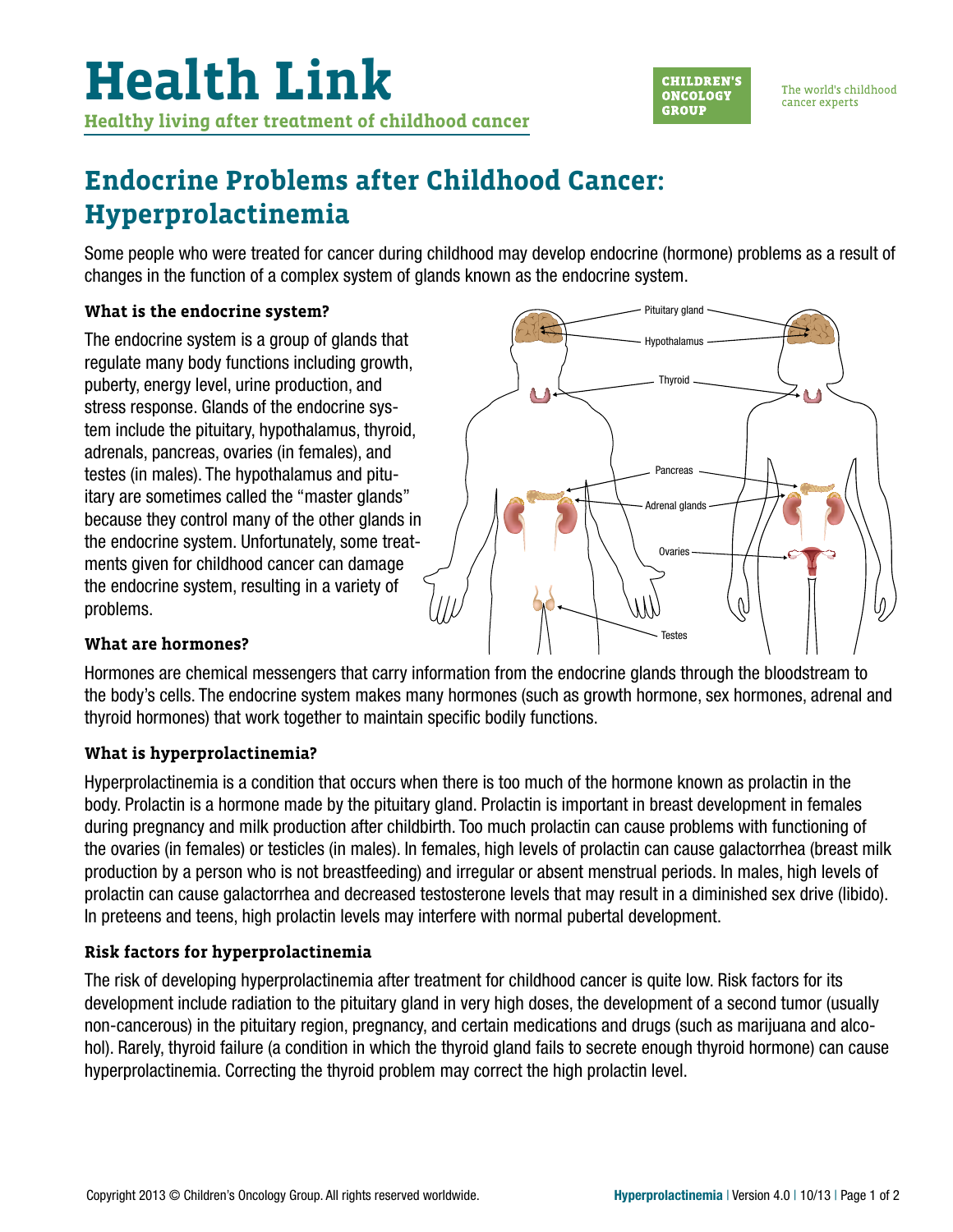# Health Link

**Healthy living after treatment of childhood cancer**

CHILDREN'S ONCOLOGY GROUP

The world's childhood cancer experts

## Endocrine Problems after Childhood Cancer: Hyperprolactinemia

Some people who were treated for cancer during childhood may develop endocrine (hormone) problems as a result of changes in the function of a complex system of glands known as the endocrine system.

### What is the endocrine system?

The endocrine system is a group of glands that regulate many body functions including growth, puberty, energy level, urine production, and stress response. Glands of the endocrine system include the pituitary, hypothalamus, thyroid, adrenals, pancreas, ovaries (in females), and testes (in males). The hypothalamus and pituitary are sometimes called the "master glands" because they control many of the other glands in the endocrine system. Unfortunately, some treatments given for childhood cancer can damage the endocrine system, resulting in a variety of problems.

Pituitary gland, Hypothalamus, Thyroid, Pancreas, Adrenal glands, Ovaries, Testes

### What are hormones?

Hormones are chemical messengers that carry information from the endocrine glands through the bloodstream to the body's cells. The endocrine system makes many hormones (such as growth hormone, sex hormones, adrenal and thyroid hormones) that work together to maintain specific bodily functions.

### What is hyperprolactinemia?

Hyperprolactinemia is a condition that occurs when there is too much of the hormone known as prolactin in the body. Prolactin is a hormone made by the pituitary gland. Prolactin is important in breast development in females during pregnancy and milk production after childbirth. Too much prolactin can cause problems with functioning of the ovaries (in females) or testicles (in males). In females, high levels of prolactin can cause galactorrhea (breast milk production by a person who is not breastfeeding) and irregular or absent menstrual periods. In males, high levels of prolactin can cause galactorrhea and decreased testosterone levels that may result in a diminished sex drive (libido). In preteens and teens, high prolactin levels may interfere with normal pubertal development.

### Risk factors for hyperprolactinemia

The risk of developing hyperprolactinemia after treatment for childhood cancer is quite low. Risk factors for its development include radiation to the pituitary gland in very high doses, the development of a second tumor (usually non-cancerous) in the pituitary region, pregnancy, and certain medications and drugs (such as marijuana and alcohol). Rarely, thyroid failure (a condition in which the thyroid gland fails to secrete enough thyroid hormone) can cause hyperprolactinemia. Correcting the thyroid problem may correct the high prolactin level.

Copyright 2013 © Children's Oncology Group. All rights reserved worldwide.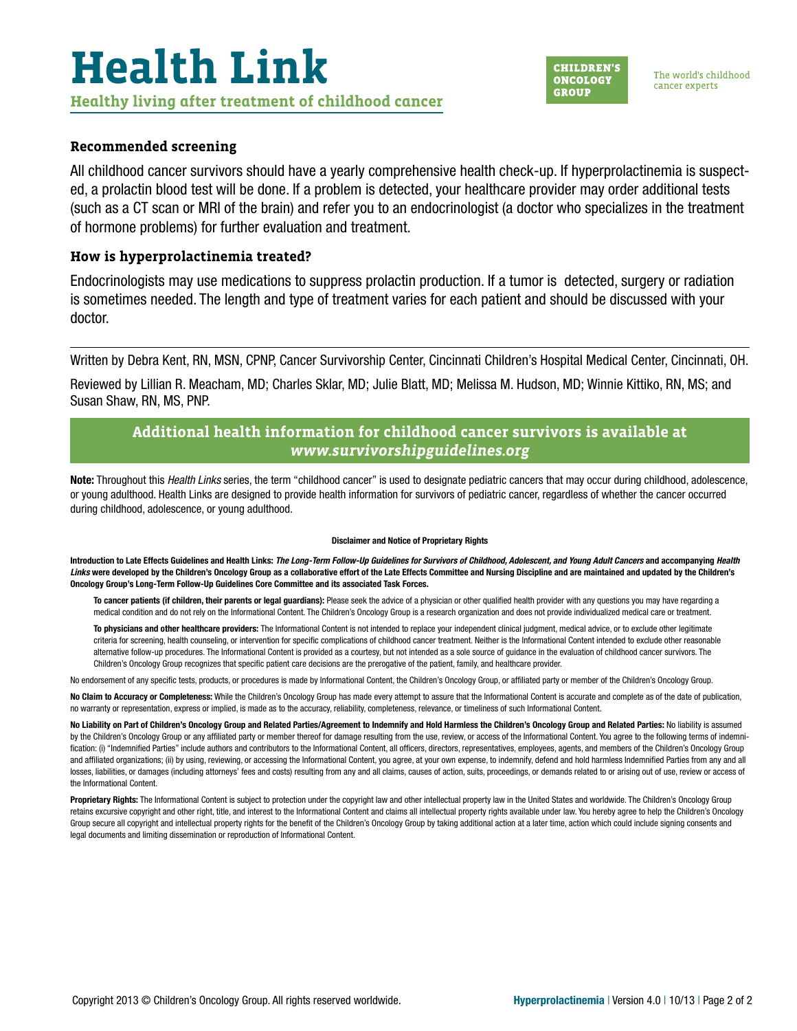# Health Link

**Healthy living after treatment of childhood cancer**

CHILDREN'S ONCOLOGY GROUP

The world's childhood cancer experts

### Recommended screening

All childhood cancer survivors should have a yearly comprehensive health check-up. If hyperprolactinemia is suspected, a prolactin blood test will be done. If a problem is detected, your healthcare provider may order additional tests (such as a CT scan or MRI of the brain) and refer you to an endocrinologist (a doctor who specializes in the treatment of hormone problems) for further evaluation and treatment.

### How is hyperprolactinemia treated?

Endocrinologists may use medications to suppress prolactin production. If a tumor is detected, surgery or radiation is sometimes needed. The length and type of treatment varies for each patient and should be discussed with your doctor.

---

Written by Debra Kent, RN, MSN, CPNP, Cancer Survivorship Center, Cincinnati Children's Hospital Medical Center, Cincinnati, OH.

Reviewed by Lillian R. Meacham, MD; Charles Sklar, MD; Julie Blatt, MD; Melissa M. Hudson, MD; Winnie Kittiko, RN, MS; and Susan Shaw, RN, MS, PNP.

**Additional health information for childhood cancer survivors is available at *www.survivorshipguidelines.org***

**Note:** Throughout this *Health Links* series, the term "childhood cancer" is used to designate pediatric cancers that may occur during childhood, adolescence, or young adulthood. Health Links are designed to provide health information for survivors of pediatric cancer, regardless of whether the cancer occurred during childhood, adolescence, or young adulthood.

**Disclaimer and Notice of Proprietary Rights**

**Introduction to Late Effects Guidelines and Health Links: *The Long-Term Follow-Up Guidelines for Survivors of Childhood, Adolescent, and Young Adult Cancers* and accompanying *Health Links* were developed by the Children's Oncology Group as a collaborative effort of the Late Effects Committee and Nursing Discipline and are maintained and updated by the Children's Oncology Group's Long-Term Follow-Up Guidelines Core Committee and its associated Task Forces.**

**To cancer patients (if children, their parents or legal guardians):** Please seek the advice of a physician or other qualified health provider with any questions you may have regarding a medical condition and do not rely on the Informational Content. The Children's Oncology Group is a research organization and does not provide individualized medical care or treatment.

**To physicians and other healthcare providers:** The Informational Content is not intended to replace your independent clinical judgment, medical advice, or to exclude other legitimate criteria for screening, health counseling, or intervention for specific complications of childhood cancer treatment. Neither is the Informational Content intended to exclude other reasonable alternative follow-up procedures. The Informational Content is provided as a courtesy, but not intended as a sole source of guidance in the evaluation of childhood cancer survivors. The Children's Oncology Group recognizes that specific patient care decisions are the prerogative of the patient, family, and healthcare provider.

No endorsement of any specific tests, products, or procedures is made by Informational Content, the Children's Oncology Group, or affiliated party or member of the Children's Oncology Group.

**No Claim to Accuracy or Completeness:** While the Children's Oncology Group has made every attempt to assure that the Informational Content is accurate and complete as of the date of publication, no warranty or representation, express or implied, is made as to the accuracy, reliability, completeness, relevance, or timeliness of such Informational Content.

**No Liability on Part of Children's Oncology Group and Related Parties/Agreement to Indemnify and Hold Harmless the Children's Oncology Group and Related Parties:** No liability is assumed by the Children's Oncology Group or any affiliated party or member thereof for damage resulting from the use, review, or access of the Informational Content. You agree to the following terms of indemnification: (i) "Indemnified Parties" include authors and contributors to the Informational Content, all officers, directors, representatives, employees, agents, and members of the Children's Oncology Group and affiliated organizations; (ii) by using, reviewing, or accessing the Informational Content, you agree, at your own expense, to indemnify, defend and hold harmless Indemnified Parties from any and all losses, liabilities, or damages (including attorneys' fees and costs) resulting from any and all claims, causes of action, suits, proceedings, or demands related to or arising out of use, review or access of the Informational Content.

**Proprietary Rights:** The Informational Content is subject to protection under the copyright law and other intellectual property law in the United States and worldwide. The Children's Oncology Group retains excursive copyright and other right, title, and interest to the Informational Content and claims all intellectual property rights available under law. You hereby agree to help the Children's Oncology Group secure all copyright and intellectual property rights for the benefit of the Children's Oncology Group by taking additional action at a later time, action which could include signing consents and legal documents and limiting dissemination or reproduction of Informational Content.

Copyright 2013 © Children's Oncology Group. All rights reserved worldwide.

**Hyperprolactinemia** | Version 4.0 | 10/13